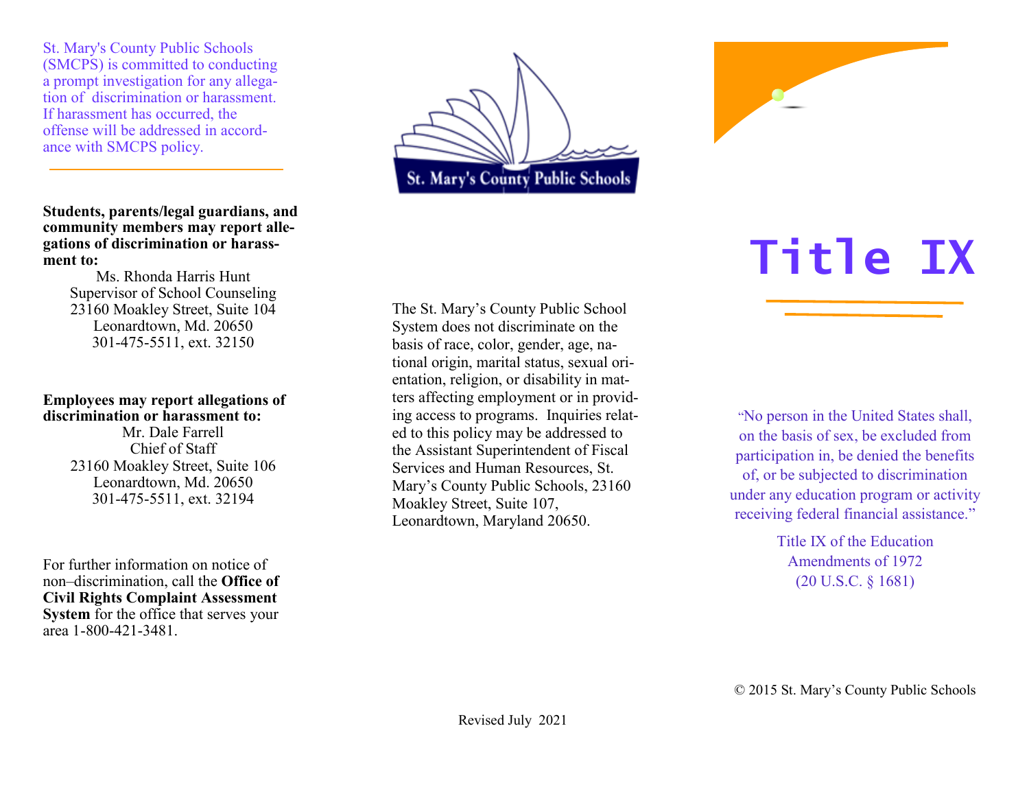St. Mary's County Public Schools (SMCPS) is committed to conducting a prompt investigation for any allegation of discrimination or harassment. If harassment has occurred, the offense will be addressed in accordance with SMCPS policy.

**Students, parents/legal guardians, and community members may report allegations of discrimination or harassment to:**

Ms. Rhonda Harris Hunt
Supervisor of School Counseling
23160 Moakley Street, Suite 104
Leonardtown, Md. 20650
301-475-5511, ext. 32150

**Employees may report allegations of discrimination or harassment to:**

Mr. Dale Farrell
Chief of Staff
23160 Moakley Street, Suite 106
Leonardtown, Md. 20650
301-475-5511, ext. 32194

For further information on notice of non–discrimination, call the **Office of Civil Rights Complaint Assessment System** for the office that serves your area 1-800-421-3481.

St. Mary's County Public Schools

The St. Mary's County Public School System does not discriminate on the basis of race, color, gender, age, national origin, marital status, sexual orientation, religion, or disability in matters affecting employment or in providing access to programs. Inquiries related to this policy may be addressed to the Assistant Superintendent of Fiscal Services and Human Resources, St. Mary's County Public Schools, 23160 Moakley Street, Suite 107, Leonardtown, Maryland 20650.

Revised July 2021

# Title IX

"No person in the United States shall, on the basis of sex, be excluded from participation in, be denied the benefits of, or be subjected to discrimination under any education program or activity receiving federal financial assistance."

Title IX of the Education Amendments of 1972
(20 U.S.C. § 1681)

© 2015 St. Mary's County Public Schools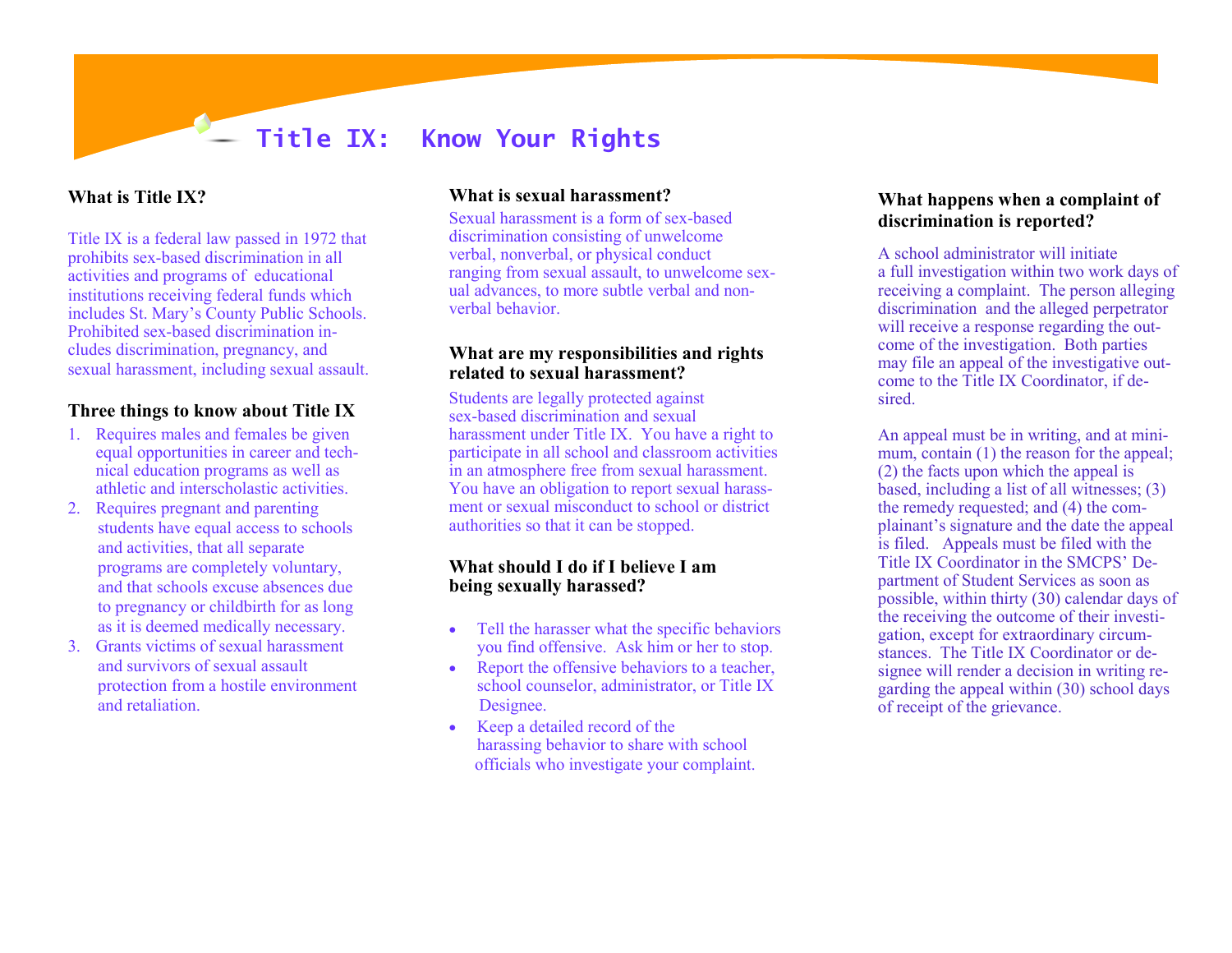# Title IX: Know Your Rights

## What is Title IX?

Title IX is a federal law passed in 1972 that prohibits sex-based discrimination in all activities and programs of educational institutions receiving federal funds which includes St. Mary's County Public Schools. Prohibited sex-based discrimination includes discrimination, pregnancy, and sexual harassment, including sexual assault.

## Three things to know about Title IX

1. Requires males and females be given equal opportunities in career and technical education programs as well as athletic and interscholastic activities.
2. Requires pregnant and parenting students have equal access to schools and activities, that all separate programs are completely voluntary, and that schools excuse absences due to pregnancy or childbirth for as long as it is deemed medically necessary.
3. Grants victims of sexual harassment and survivors of sexual assault protection from a hostile environment and retaliation.

## What is sexual harassment?

Sexual harassment is a form of sex-based discrimination consisting of unwelcome verbal, nonverbal, or physical conduct ranging from sexual assault, to unwelcome sexual advances, to more subtle verbal and nonverbal behavior.

## What are my responsibilities and rights related to sexual harassment?

Students are legally protected against sex-based discrimination and sexual harassment under Title IX. You have a right to participate in all school and classroom activities in an atmosphere free from sexual harassment. You have an obligation to report sexual harassment or sexual misconduct to school or district authorities so that it can be stopped.

## What should I do if I believe I am being sexually harassed?

- Tell the harasser what the specific behaviors you find offensive. Ask him or her to stop.
- Report the offensive behaviors to a teacher, school counselor, administrator, or Title IX Designee.
- Keep a detailed record of the harassing behavior to share with school officials who investigate your complaint.

## What happens when a complaint of discrimination is reported?

A school administrator will initiate a full investigation within two work days of receiving a complaint. The person alleging discrimination and the alleged perpetrator will receive a response regarding the outcome of the investigation. Both parties may file an appeal of the investigative outcome to the Title IX Coordinator, if desired.

An appeal must be in writing, and at minimum, contain (1) the reason for the appeal; (2) the facts upon which the appeal is based, including a list of all witnesses; (3) the remedy requested; and (4) the complainant's signature and the date the appeal is filed. Appeals must be filed with the Title IX Coordinator in the SMCPS' Department of Student Services as soon as possible, within thirty (30) calendar days of the receiving the outcome of their investigation, except for extraordinary circumstances. The Title IX Coordinator or designee will render a decision in writing regarding the appeal within (30) school days of receipt of the grievance.